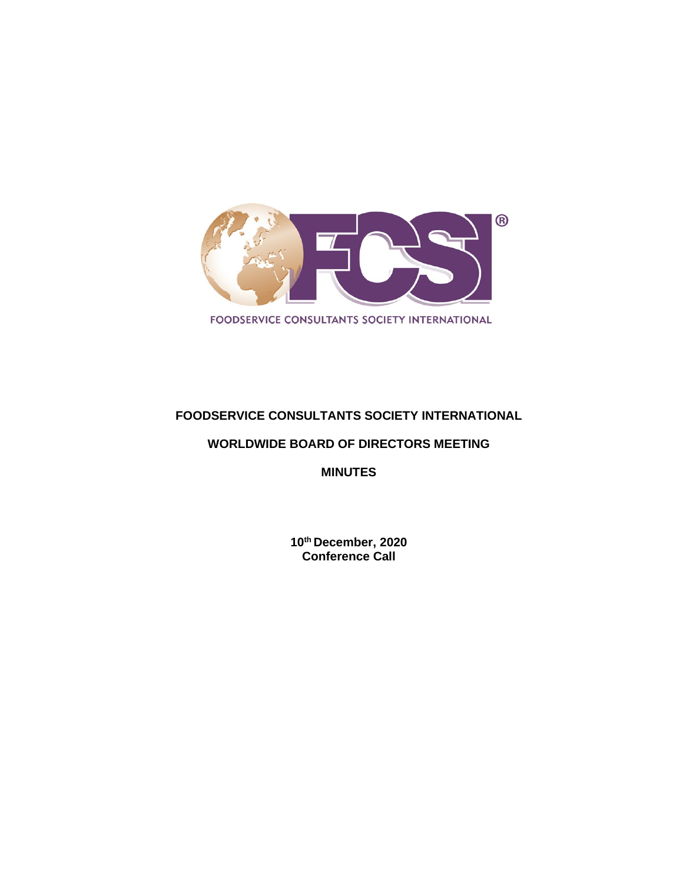FOODSERVICE CONSULTANTS SOCIETY INTERNATIONAL

# FOODSERVICE CONSULTANTS SOCIETY INTERNATIONAL

## WORLDWIDE BOARD OF DIRECTORS MEETING

## MINUTES

**10th December, 2020**
**Conference Call**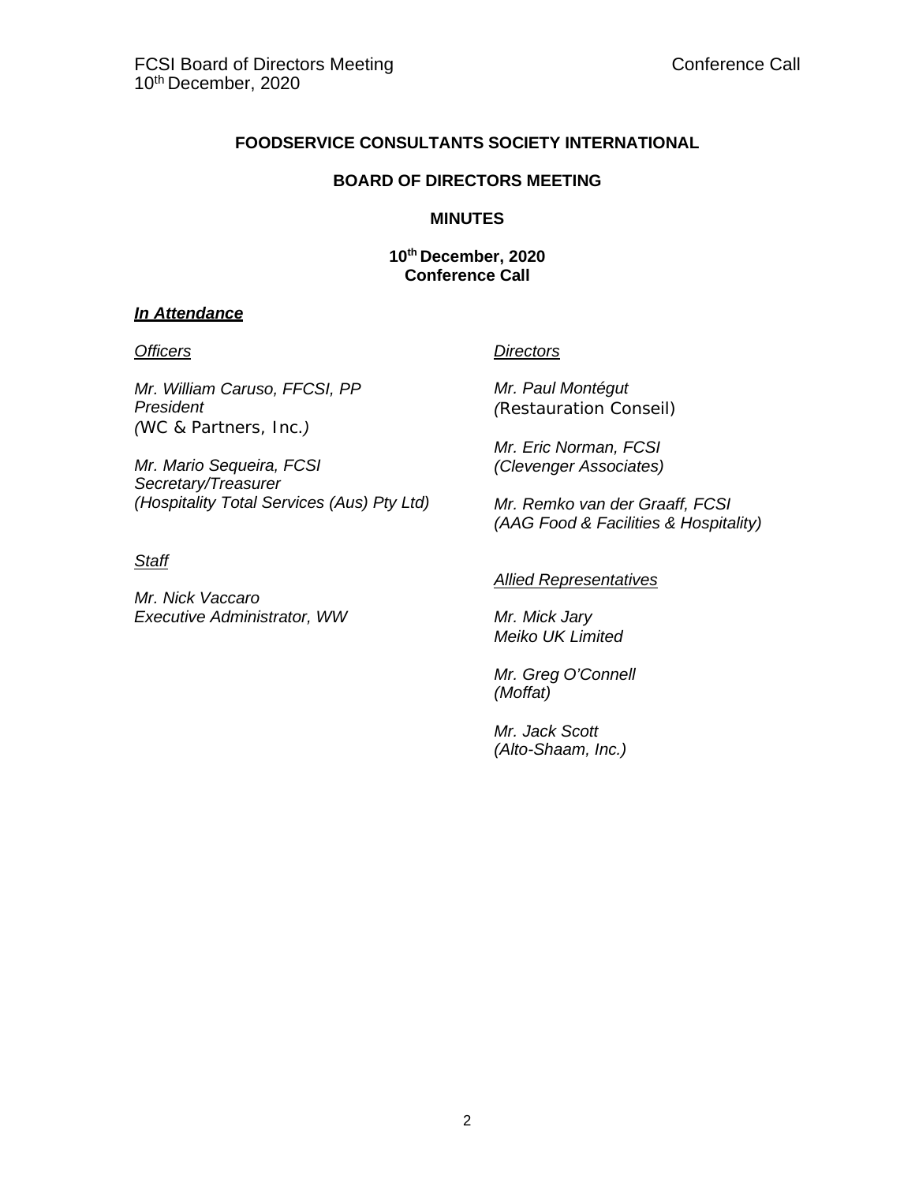**FOODSERVICE CONSULTANTS SOCIETY INTERNATIONAL**

**BOARD OF DIRECTORS MEETING**

**MINUTES**

**10th December, 2020**
**Conference Call**

***In Attendance***

*Officers*

*Mr. William Caruso, FFCSI, PP*
*President*
*(WC & Partners, Inc.)*

*Mr. Mario Sequeira, FCSI*
*Secretary/Treasurer*
*(Hospitality Total Services (Aus) Pty Ltd)*

*Staff*

*Mr. Nick Vaccaro*
*Executive Administrator, WW*

*Directors*

*Mr. Paul Montégut*
*(Restauration Conseil)*

*Mr. Eric Norman, FCSI*
*(Clevenger Associates)*

*Mr. Remko van der Graaff, FCSI*
*(AAG Food & Facilities & Hospitality)*

*Allied Representatives*

*Mr. Mick Jary*
*Meiko UK Limited*

*Mr. Greg O'Connell*
*(Moffat)*

*Mr. Jack Scott*
*(Alto-Shaam, Inc.)*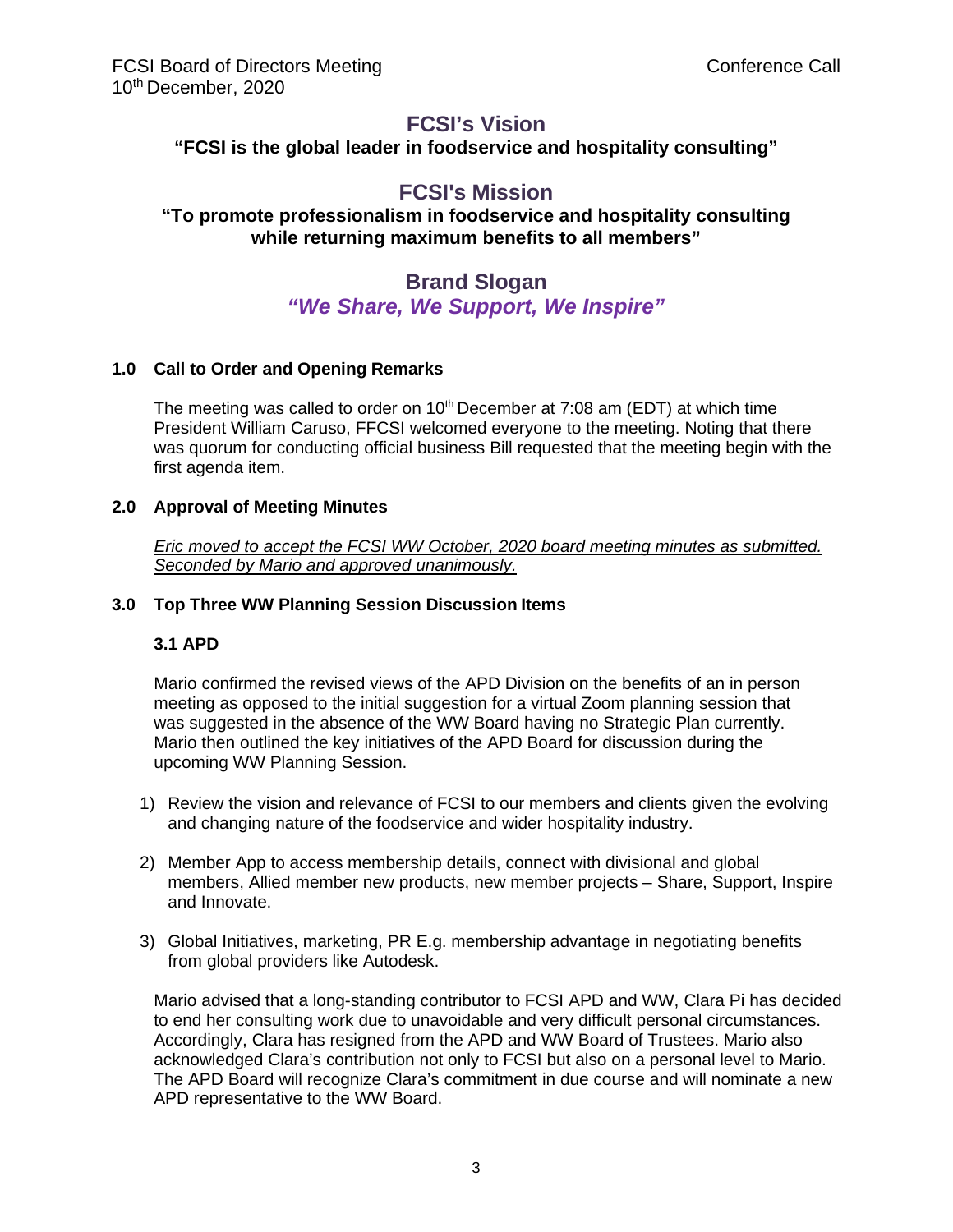# FCSI's Vision

**"FCSI is the global leader in foodservice and hospitality consulting"**

# FCSI's Mission

**"To promote professionalism in foodservice and hospitality consulting while returning maximum benefits to all members"**

# Brand Slogan

***"We Share, We Support, We Inspire"***

## 1.0 Call to Order and Opening Remarks

The meeting was called to order on 10th December at 7:08 am (EDT) at which time President William Caruso, FFCSI welcomed everyone to the meeting. Noting that there was quorum for conducting official business Bill requested that the meeting begin with the first agenda item.

## 2.0 Approval of Meeting Minutes

*Eric moved to accept the FCSI WW October, 2020 board meeting minutes as submitted. Seconded by Mario and approved unanimously.*

## 3.0 Top Three WW Planning Session Discussion Items

### 3.1 APD

Mario confirmed the revised views of the APD Division on the benefits of an in person meeting as opposed to the initial suggestion for a virtual Zoom planning session that was suggested in the absence of the WW Board having no Strategic Plan currently. Mario then outlined the key initiatives of the APD Board for discussion during the upcoming WW Planning Session.

1) Review the vision and relevance of FCSI to our members and clients given the evolving and changing nature of the foodservice and wider hospitality industry.

2) Member App to access membership details, connect with divisional and global members, Allied member new products, new member projects – Share, Support, Inspire and Innovate.

3) Global Initiatives, marketing, PR E.g. membership advantage in negotiating benefits from global providers like Autodesk.

Mario advised that a long-standing contributor to FCSI APD and WW, Clara Pi has decided to end her consulting work due to unavoidable and very difficult personal circumstances. Accordingly, Clara has resigned from the APD and WW Board of Trustees. Mario also acknowledged Clara's contribution not only to FCSI but also on a personal level to Mario. The APD Board will recognize Clara's commitment in due course and will nominate a new APD representative to the WW Board.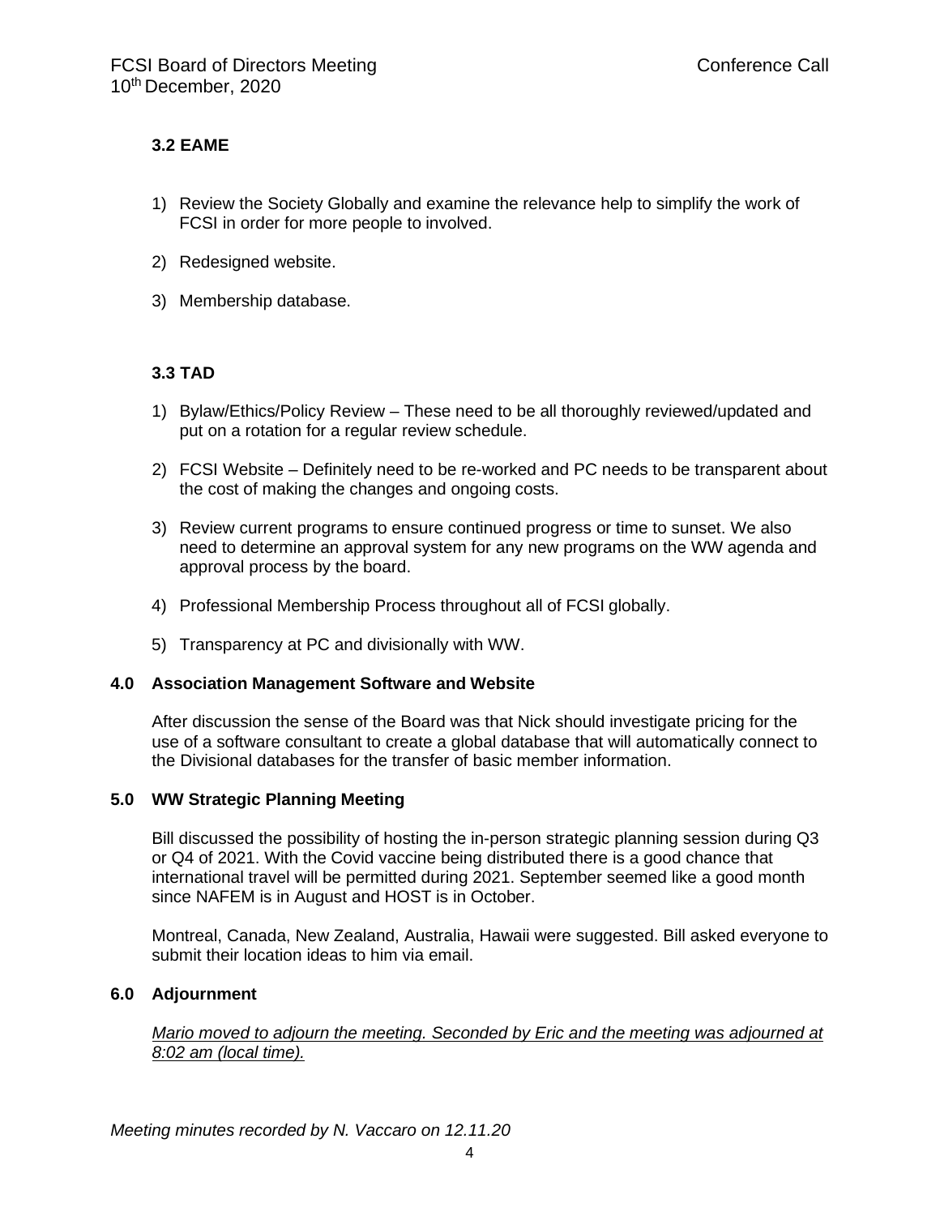### 3.2 EAME

1) Review the Society Globally and examine the relevance help to simplify the work of FCSI in order for more people to involved.

2) Redesigned website.

3) Membership database.

### 3.3 TAD

1) Bylaw/Ethics/Policy Review – These need to be all thoroughly reviewed/updated and put on a rotation for a regular review schedule.

2) FCSI Website – Definitely need to be re-worked and PC needs to be transparent about the cost of making the changes and ongoing costs.

3) Review current programs to ensure continued progress or time to sunset. We also need to determine an approval system for any new programs on the WW agenda and approval process by the board.

4) Professional Membership Process throughout all of FCSI globally.

5) Transparency at PC and divisionally with WW.

## 4.0 Association Management Software and Website

After discussion the sense of the Board was that Nick should investigate pricing for the use of a software consultant to create a global database that will automatically connect to the Divisional databases for the transfer of basic member information.

## 5.0 WW Strategic Planning Meeting

Bill discussed the possibility of hosting the in-person strategic planning session during Q3 or Q4 of 2021. With the Covid vaccine being distributed there is a good chance that international travel will be permitted during 2021. September seemed like a good month since NAFEM is in August and HOST is in October.

Montreal, Canada, New Zealand, Australia, Hawaii were suggested. Bill asked everyone to submit their location ideas to him via email.

## 6.0 Adjournment

*Mario moved to adjourn the meeting. Seconded by Eric and the meeting was adjourned at 8:02 am (local time).*

*Meeting minutes recorded by N. Vaccaro on 12.11.20*